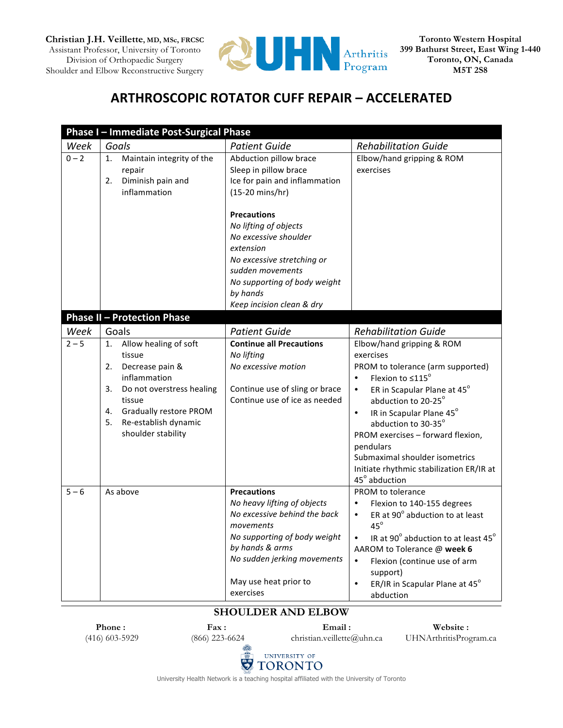**Christian J.H. Veillette, MD, MSc, FRCSC**
Assistant Professor, University of Toronto
Division of Orthopaedic Surgery
Shoulder and Elbow Reconstructive Surgery

UHN Arthritis Program

**Toronto Western Hospital**
**399 Bathurst Street, East Wing 1-440**
**Toronto, ON, Canada**
**M5T 2S8**

# ARTHROSCOPIC ROTATOR CUFF REPAIR – ACCELERATED

| **Phase I – Immediate Post-Surgical Phase** | | | |
|---|---|---|---|
| *Week* | *Goals* | *Patient Guide* | *Rehabilitation Guide* |
| 0 – 2 | 1. Maintain integrity of the repair<br>2. Diminish pain and inflammation | Abduction pillow brace<br>Sleep in pillow brace<br>Ice for pain and inflammation (15-20 mins/hr)<br><br>**Precautions**<br>*No lifting of objects*<br>*No excessive shoulder extension*<br>*No excessive stretching or sudden movements*<br>*No supporting of body weight by hands*<br>*Keep incision clean & dry* | Elbow/hand gripping & ROM exercises |
| **Phase II – Protection Phase** | | | |
| *Week* | Goals | *Patient Guide* | *Rehabilitation Guide* |
| 2 – 5 | 1. Allow healing of soft tissue<br>2. Decrease pain & inflammation<br>3. Do not overstress healing tissue<br>4. Gradually restore PROM<br>5. Re-establish dynamic shoulder stability | **Continue all Precautions**<br>*No lifting*<br>*No excessive motion*<br><br>Continue use of sling or brace<br>Continue use of ice as needed | Elbow/hand gripping & ROM exercises<br>PROM to tolerance (arm supported)<br>• Flexion to ≤115°<br>• ER in Scapular Plane at 45° abduction to 20-25°<br>• IR in Scapular Plane 45° abduction to 30-35°<br>PROM exercises – forward flexion, pendulars<br>Submaximal shoulder isometrics<br>Initiate rhythmic stabilization ER/IR at 45° abduction |
| 5 – 6 | As above | **Precautions**<br>*No heavy lifting of objects*<br>*No excessive behind the back movements*<br>*No supporting of body weight by hands & arms*<br>*No sudden jerking movements*<br><br>May use heat prior to exercises | PROM to tolerance<br>• Flexion to 140-155 degrees<br>• ER at 90° abduction to at least 45°<br>• IR at 90° abduction to at least 45°<br>AAROM to Tolerance @ **week 6**<br>• Flexion (continue use of arm support)<br>• ER/IR in Scapular Plane at 45° abduction |

**SHOULDER AND ELBOW**

**Phone :** (416) 603-5929 **Fax :** (866) 223-6624 **Email :** christian.veillette@uhn.ca **Website :** UHNArthritisProgram.ca

UNIVERSITY OF TORONTO

University Health Network is a teaching hospital affiliated with the University of Toronto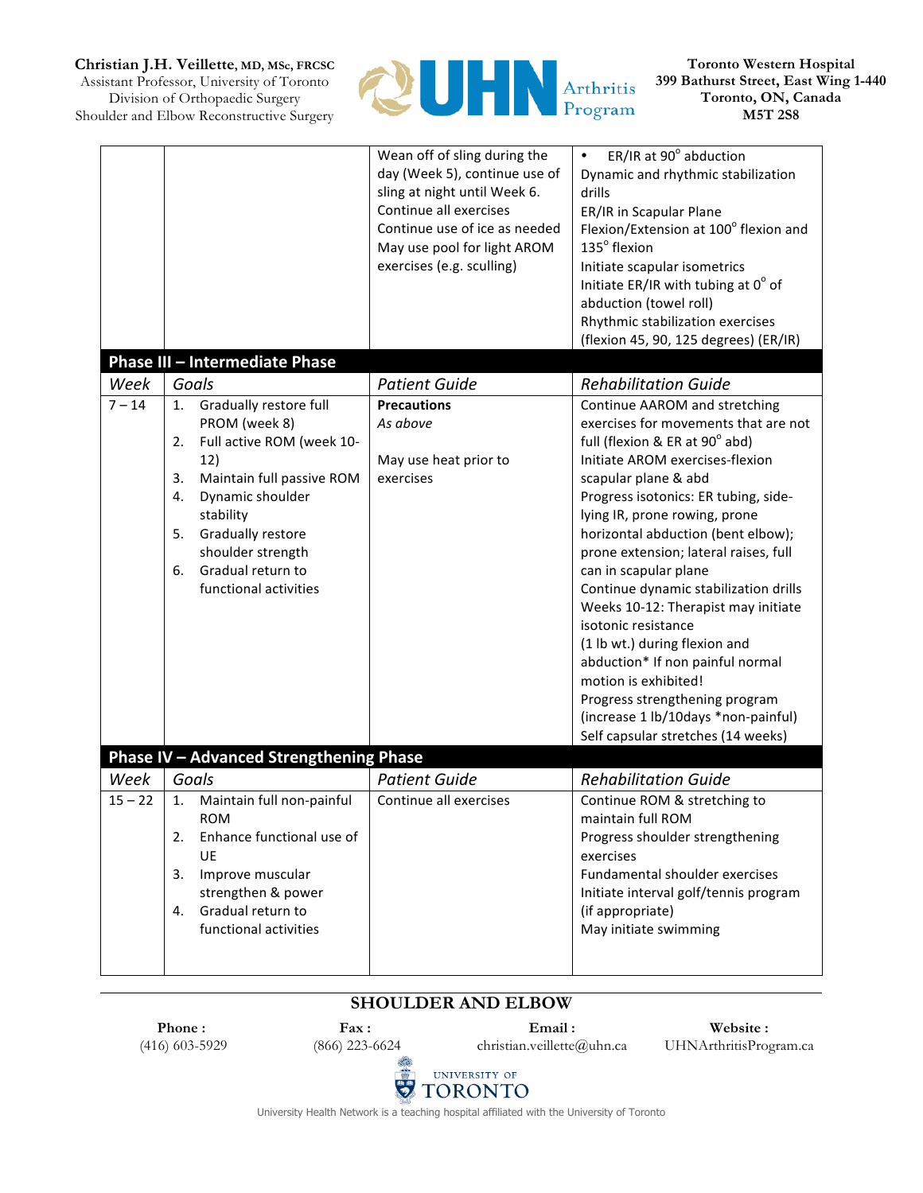| Week | Goals | Patient Guide | Rehabilitation Guide |
|---|---|---|---|
| | | Wean off of sling during the day (Week 5), continue use of sling at night until Week 6.<br>Continue all exercises<br>Continue use of ice as needed<br>May use pool for light AROM exercises (e.g. sculling) | • ER/IR at 90° abduction<br>Dynamic and rhythmic stabilization drills<br>ER/IR in Scapular Plane<br>Flexion/Extension at 100° flexion and 135° flexion<br>Initiate scapular isometrics<br>Initiate ER/IR with tubing at 0° of abduction (towel roll)<br>Rhythmic stabilization exercises (flexion 45, 90, 125 degrees) (ER/IR) |
| **Phase III – Intermediate Phase** | | | |
| *Week* | *Goals* | *Patient Guide* | *Rehabilitation Guide* |
| 7 – 14 | 1. Gradually restore full PROM (week 8)<br>2. Full active ROM (week 10-12)<br>3. Maintain full passive ROM<br>4. Dynamic shoulder stability<br>5. Gradually restore shoulder strength<br>6. Gradual return to functional activities | **Precautions**<br>*As above*<br><br>May use heat prior to exercises | Continue AAROM and stretching exercises for movements that are not full (flexion & ER at 90° abd)<br>Initiate AROM exercises-flexion scapular plane & abd<br>Progress isotonics: ER tubing, side-lying IR, prone rowing, prone horizontal abduction (bent elbow); prone extension; lateral raises, full can in scapular plane<br>Continue dynamic stabilization drills<br>Weeks 10-12: Therapist may initiate isotonic resistance<br>(1 lb wt.) during flexion and abduction* If non painful normal motion is exhibited!<br>Progress strengthening program (increase 1 lb/10days *non-painful)<br>Self capsular stretches (14 weeks) |
| **Phase IV – Advanced Strengthening Phase** | | | |
| *Week* | *Goals* | *Patient Guide* | *Rehabilitation Guide* |
| 15 – 22 | 1. Maintain full non-painful ROM<br>2. Enhance functional use of UE<br>3. Improve muscular strength & power<br>4. Gradual return to functional activities | Continue all exercises | Continue ROM & stretching to maintain full ROM<br>Progress shoulder strengthening exercises<br>Fundamental shoulder exercises<br>Initiate interval golf/tennis program (if appropriate)<br>May initiate swimming |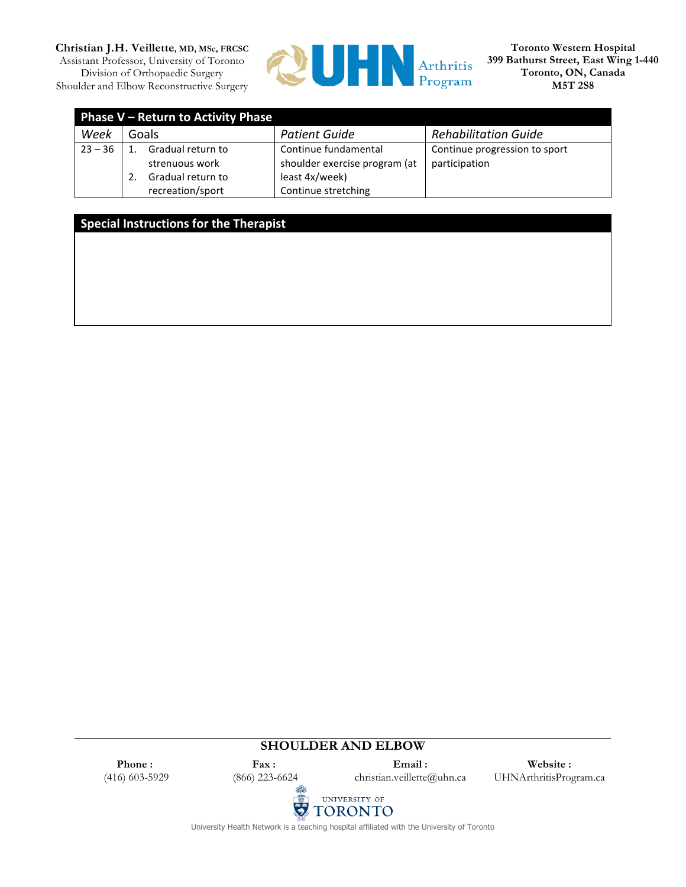## Phase V – Return to Activity Phase

| *Week* | Goals | *Patient Guide* | *Rehabilitation Guide* |
|---|---|---|---|
| 23 – 36 | 1. Gradual return to strenuous work<br>2. Gradual return to recreation/sport | Continue fundamental shoulder exercise program (at least 4x/week)<br>Continue stretching | Continue progression to sport participation |

## Special Instructions for the Therapist